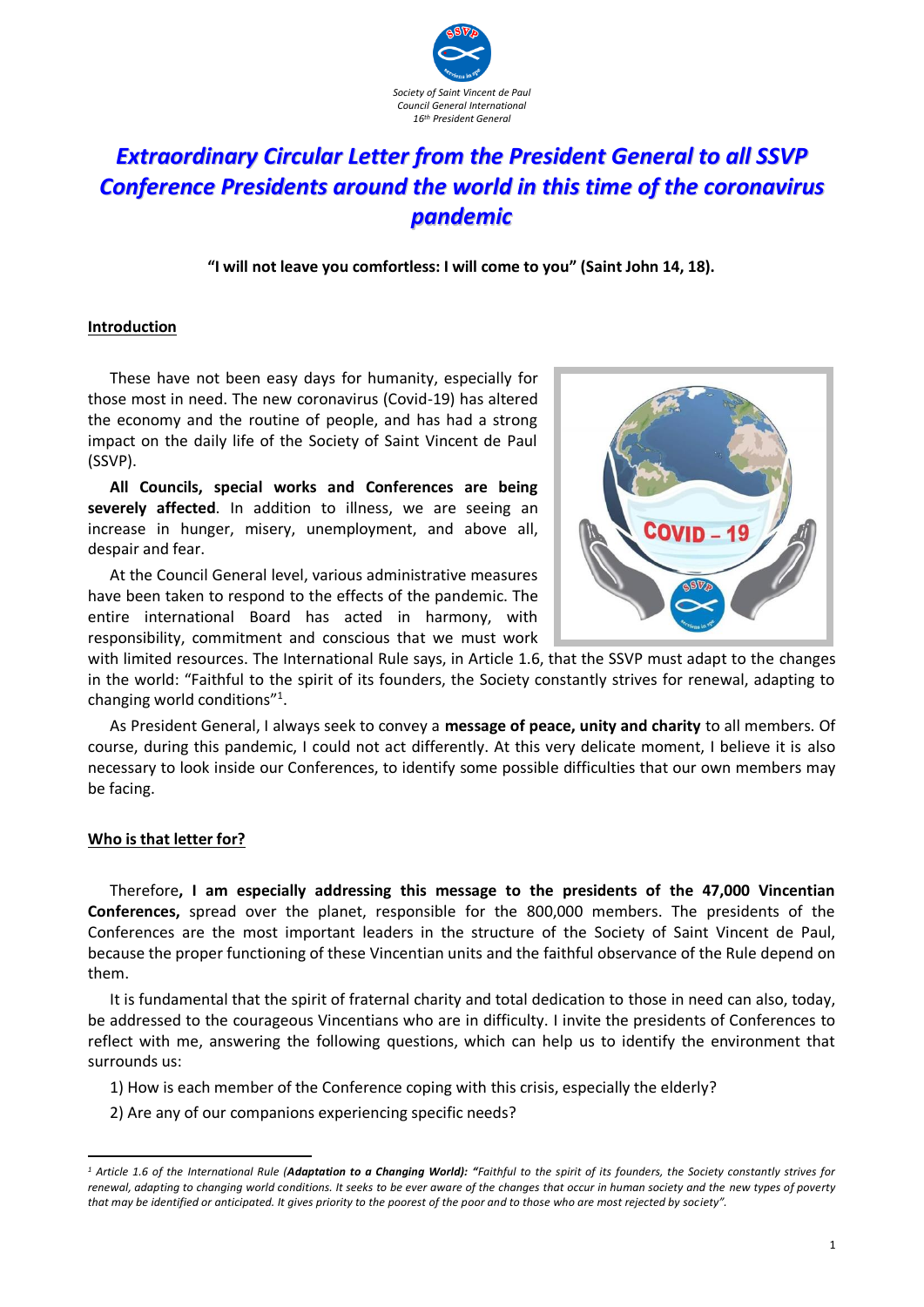Society of Saint Vincent de Paul
Council General International
16th President General

# *Extraordinary Circular Letter from the President General to all SSVP Conference Presidents around the world in this time of the coronavirus pandemic*

**"I will not leave you comfortless: I will come to you" (Saint John 14, 18).**

## Introduction

These have not been easy days for humanity, especially for those most in need. The new coronavirus (Covid-19) has altered the economy and the routine of people, and has had a strong impact on the daily life of the Society of Saint Vincent de Paul (SSVP).

**All Councils, special works and Conferences are being severely affected**. In addition to illness, we are seeing an increase in hunger, misery, unemployment, and above all, despair and fear.

At the Council General level, various administrative measures have been taken to respond to the effects of the pandemic. The entire international Board has acted in harmony, with responsibility, commitment and conscious that we must work with limited resources. The International Rule says, in Article 1.6, that the SSVP must adapt to the changes in the world: "Faithful to the spirit of its founders, the Society constantly strives for renewal, adapting to changing world conditions"[1].

As President General, I always seek to convey a **message of peace, unity and charity** to all members. Of course, during this pandemic, I could not act differently. At this very delicate moment, I believe it is also necessary to look inside our Conferences, to identify some possible difficulties that our own members may be facing.

## Who is that letter for?

Therefore**, I am especially addressing this message to the presidents of the 47,000 Vincentian Conferences,** spread over the planet, responsible for the 800,000 members. The presidents of the Conferences are the most important leaders in the structure of the Society of Saint Vincent de Paul, because the proper functioning of these Vincentian units and the faithful observance of the Rule depend on them.

It is fundamental that the spirit of fraternal charity and total dedication to those in need can also, today, be addressed to the courageous Vincentians who are in difficulty. I invite the presidents of Conferences to reflect with me, answering the following questions, which can help us to identify the environment that surrounds us:

1) How is each member of the Conference coping with this crisis, especially the elderly?

2) Are any of our companions experiencing specific needs?

---

[1] *Article 1.6 of the International Rule (**Adaptation to a Changing World): "**Faithful to the spirit of its founders, the Society constantly strives for renewal, adapting to changing world conditions. It seeks to be ever aware of the changes that occur in human society and the new types of poverty that may be identified or anticipated. It gives priority to the poorest of the poor and to those who are most rejected by society".*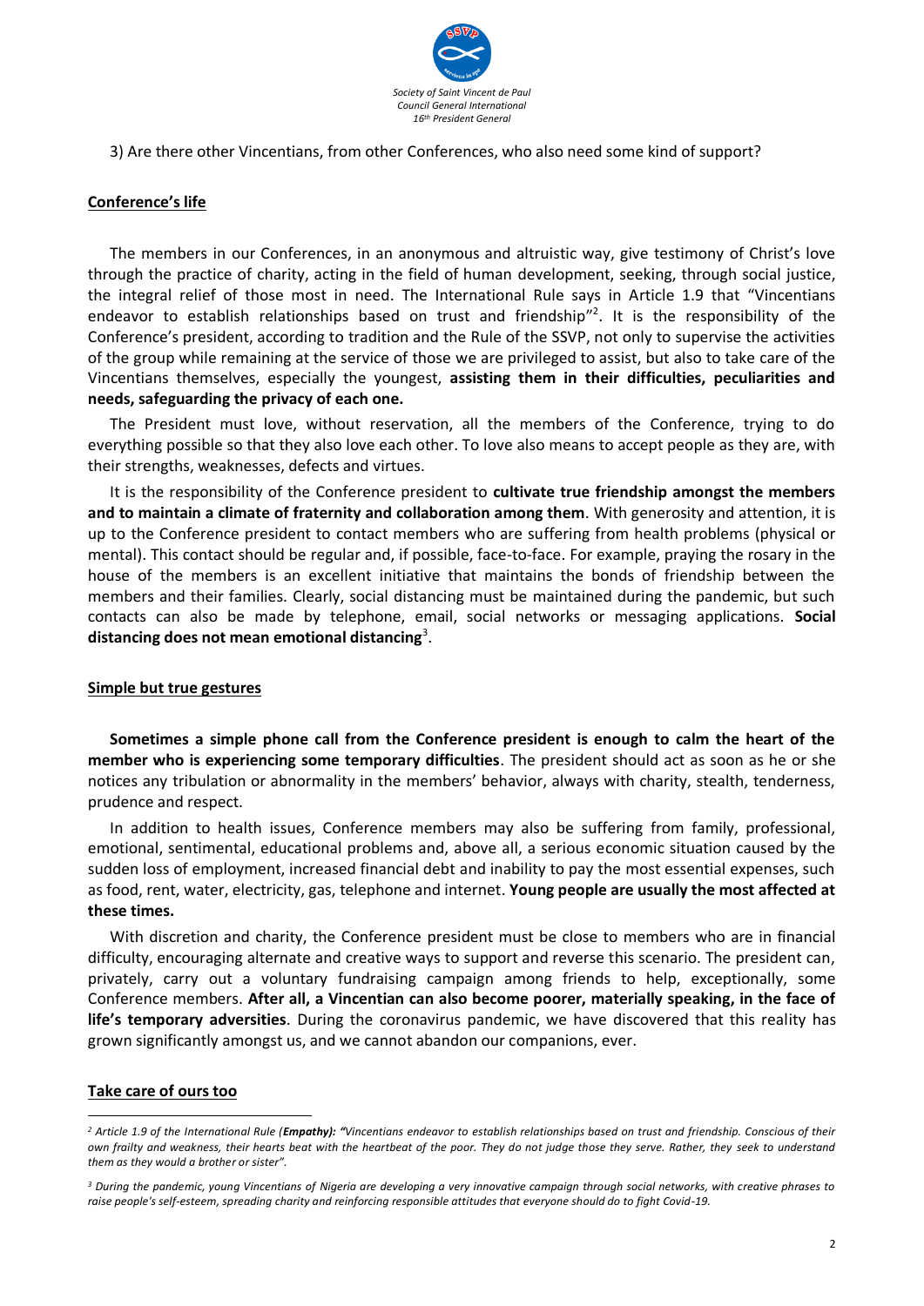3) Are there other Vincentians, from other Conferences, who also need some kind of support?

## Conference's life

The members in our Conferences, in an anonymous and altruistic way, give testimony of Christ's love through the practice of charity, acting in the field of human development, seeking, through social justice, the integral relief of those most in need. The International Rule says in Article 1.9 that "Vincentians endeavor to establish relationships based on trust and friendship"[2]. It is the responsibility of the Conference's president, according to tradition and the Rule of the SSVP, not only to supervise the activities of the group while remaining at the service of those we are privileged to assist, but also to take care of the Vincentians themselves, especially the youngest, **assisting them in their difficulties, peculiarities and needs, safeguarding the privacy of each one.**

The President must love, without reservation, all the members of the Conference, trying to do everything possible so that they also love each other. To love also means to accept people as they are, with their strengths, weaknesses, defects and virtues.

It is the responsibility of the Conference president to **cultivate true friendship amongst the members and to maintain a climate of fraternity and collaboration among them**. With generosity and attention, it is up to the Conference president to contact members who are suffering from health problems (physical or mental). This contact should be regular and, if possible, face-to-face. For example, praying the rosary in the house of the members is an excellent initiative that maintains the bonds of friendship between the members and their families. Clearly, social distancing must be maintained during the pandemic, but such contacts can also be made by telephone, email, social networks or messaging applications. **Social distancing does not mean emotional distancing**[3].

## Simple but true gestures

**Sometimes a simple phone call from the Conference president is enough to calm the heart of the member who is experiencing some temporary difficulties**. The president should act as soon as he or she notices any tribulation or abnormality in the members' behavior, always with charity, stealth, tenderness, prudence and respect.

In addition to health issues, Conference members may also be suffering from family, professional, emotional, sentimental, educational problems and, above all, a serious economic situation caused by the sudden loss of employment, increased financial debt and inability to pay the most essential expenses, such as food, rent, water, electricity, gas, telephone and internet. **Young people are usually the most affected at these times.**

With discretion and charity, the Conference president must be close to members who are in financial difficulty, encouraging alternate and creative ways to support and reverse this scenario. The president can, privately, carry out a voluntary fundraising campaign among friends to help, exceptionally, some Conference members. **After all, a Vincentian can also become poorer, materially speaking, in the face of life's temporary adversities**. During the coronavirus pandemic, we have discovered that this reality has grown significantly amongst us, and we cannot abandon our companions, ever.

## Take care of ours too

---

[2] *Article 1.9 of the International Rule (**Empathy**): "Vincentians endeavor to establish relationships based on trust and friendship. Conscious of their own frailty and weakness, their hearts beat with the heartbeat of the poor. They do not judge those they serve. Rather, they seek to understand them as they would a brother or sister".*

[3] *During the pandemic, young Vincentians of Nigeria are developing a very innovative campaign through social networks, with creative phrases to raise people's self-esteem, spreading charity and reinforcing responsible attitudes that everyone should do to fight Covid-19.*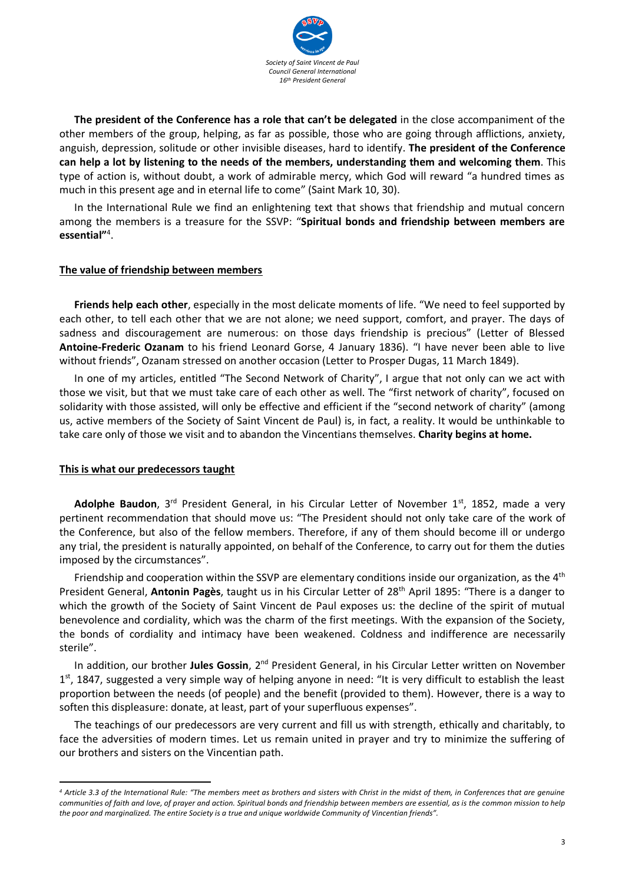**The president of the Conference has a role that can't be delegated** in the close accompaniment of the other members of the group, helping, as far as possible, those who are going through afflictions, anxiety, anguish, depression, solitude or other invisible diseases, hard to identify. **The president of the Conference can help a lot by listening to the needs of the members, understanding them and welcoming them**. This type of action is, without doubt, a work of admirable mercy, which God will reward "a hundred times as much in this present age and in eternal life to come" (Saint Mark 10, 30).

In the International Rule we find an enlightening text that shows that friendship and mutual concern among the members is a treasure for the SSVP: "**Spiritual bonds and friendship between members are essential"**[4].

## The value of friendship between members

**Friends help each other**, especially in the most delicate moments of life. "We need to feel supported by each other, to tell each other that we are not alone; we need support, comfort, and prayer. The days of sadness and discouragement are numerous: on those days friendship is precious" (Letter of Blessed **Antoine-Frederic Ozanam** to his friend Leonard Gorse, 4 January 1836). "I have never been able to live without friends", Ozanam stressed on another occasion (Letter to Prosper Dugas, 11 March 1849).

In one of my articles, entitled "The Second Network of Charity", I argue that not only can we act with those we visit, but that we must take care of each other as well. The "first network of charity", focused on solidarity with those assisted, will only be effective and efficient if the "second network of charity" (among us, active members of the Society of Saint Vincent de Paul) is, in fact, a reality. It would be unthinkable to take care only of those we visit and to abandon the Vincentians themselves. **Charity begins at home.**

## This is what our predecessors taught

**Adolphe Baudon**, 3rd President General, in his Circular Letter of November 1st, 1852, made a very pertinent recommendation that should move us: "The President should not only take care of the work of the Conference, but also of the fellow members. Therefore, if any of them should become ill or undergo any trial, the president is naturally appointed, on behalf of the Conference, to carry out for them the duties imposed by the circumstances".

Friendship and cooperation within the SSVP are elementary conditions inside our organization, as the 4th President General, **Antonin Pagès**, taught us in his Circular Letter of 28th April 1895: "There is a danger to which the growth of the Society of Saint Vincent de Paul exposes us: the decline of the spirit of mutual benevolence and cordiality, which was the charm of the first meetings. With the expansion of the Society, the bonds of cordiality and intimacy have been weakened. Coldness and indifference are necessarily sterile".

In addition, our brother **Jules Gossin**, 2nd President General, in his Circular Letter written on November 1st, 1847, suggested a very simple way of helping anyone in need: "It is very difficult to establish the least proportion between the needs (of people) and the benefit (provided to them). However, there is a way to soften this displeasure: donate, at least, part of your superfluous expenses".

The teachings of our predecessors are very current and fill us with strength, ethically and charitably, to face the adversities of modern times. Let us remain united in prayer and try to minimize the suffering of our brothers and sisters on the Vincentian path.

---

*[4] Article 3.3 of the International Rule: "The members meet as brothers and sisters with Christ in the midst of them, in Conferences that are genuine communities of faith and love, of prayer and action. Spiritual bonds and friendship between members are essential, as is the common mission to help the poor and marginalized. The entire Society is a true and unique worldwide Community of Vincentian friends".*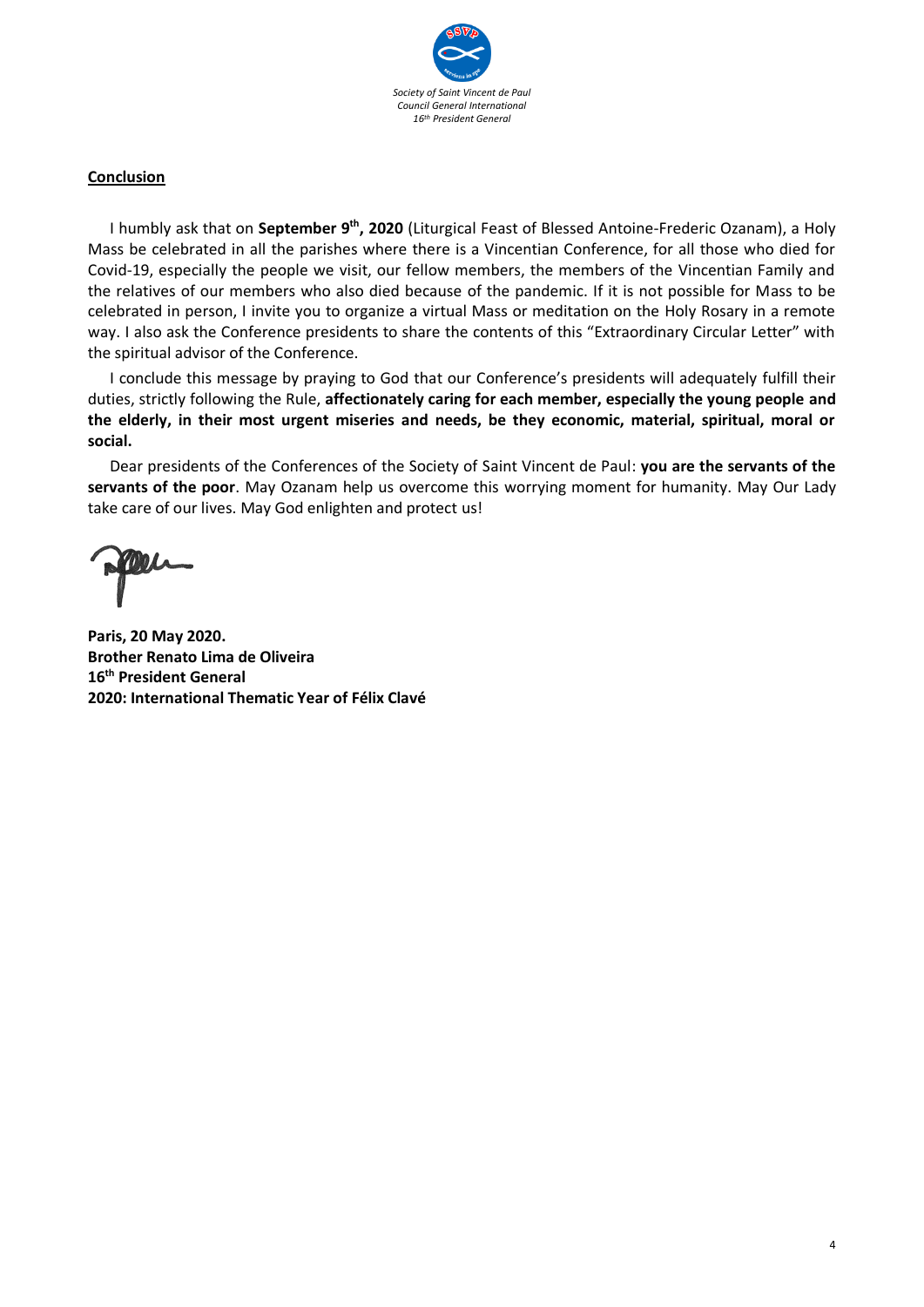## Conclusion

I humbly ask that on **September 9th, 2020** (Liturgical Feast of Blessed Antoine-Frederic Ozanam), a Holy Mass be celebrated in all the parishes where there is a Vincentian Conference, for all those who died for Covid-19, especially the people we visit, our fellow members, the members of the Vincentian Family and the relatives of our members who also died because of the pandemic. If it is not possible for Mass to be celebrated in person, I invite you to organize a virtual Mass or meditation on the Holy Rosary in a remote way. I also ask the Conference presidents to share the contents of this "Extraordinary Circular Letter" with the spiritual advisor of the Conference.

I conclude this message by praying to God that our Conference's presidents will adequately fulfill their duties, strictly following the Rule, **affectionately caring for each member, especially the young people and the elderly, in their most urgent miseries and needs, be they economic, material, spiritual, moral or social.**

Dear presidents of the Conferences of the Society of Saint Vincent de Paul: **you are the servants of the servants of the poor**. May Ozanam help us overcome this worrying moment for humanity. May Our Lady take care of our lives. May God enlighten and protect us!

**Paris, 20 May 2020.**
**Brother Renato Lima de Oliveira**
**16th President General**
**2020: International Thematic Year of Félix Clavé**